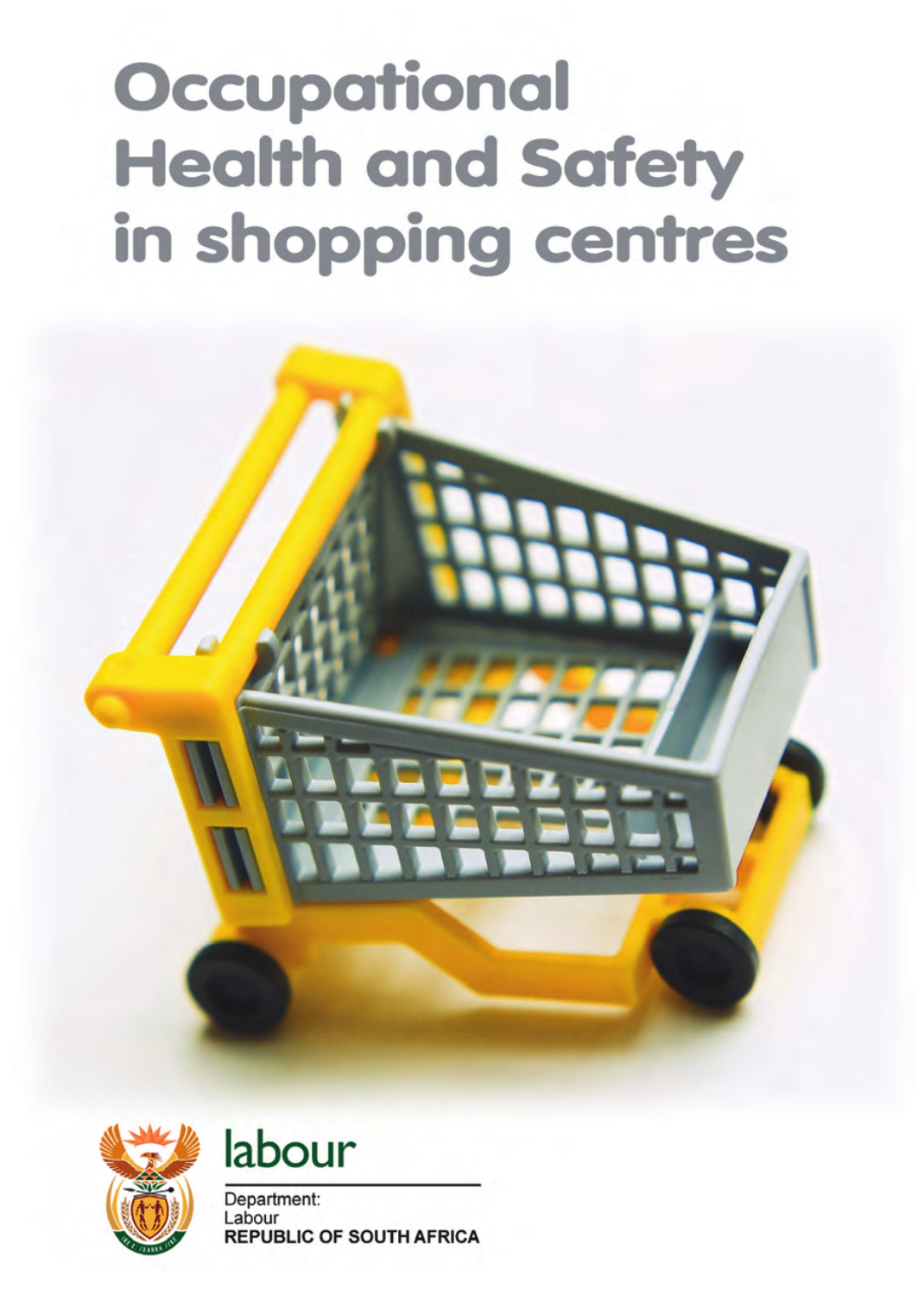# Occupational Health and Safety in shopping centres

labour

Department:
Labour
**REPUBLIC OF SOUTH AFRICA**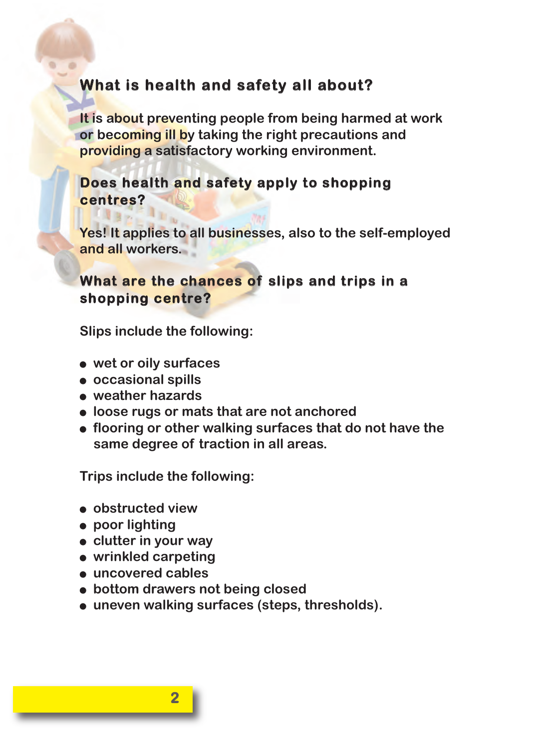## What is health and safety all about?

It is about preventing people from being harmed at work or becoming ill by taking the right precautions and providing a satisfactory working environment.

## Does health and safety apply to shopping centres?

Yes! It applies to all businesses, also to the self-employed and all workers.

## What are the chances of slips and trips in a shopping centre?

Slips include the following:

- wet or oily surfaces
- occasional spills
- weather hazards
- loose rugs or mats that are not anchored
- flooring or other walking surfaces that do not have the same degree of traction in all areas.

Trips include the following:

- obstructed view
- poor lighting
- clutter in your way
- wrinkled carpeting
- uncovered cables
- bottom drawers not being closed
- uneven walking surfaces (steps, thresholds).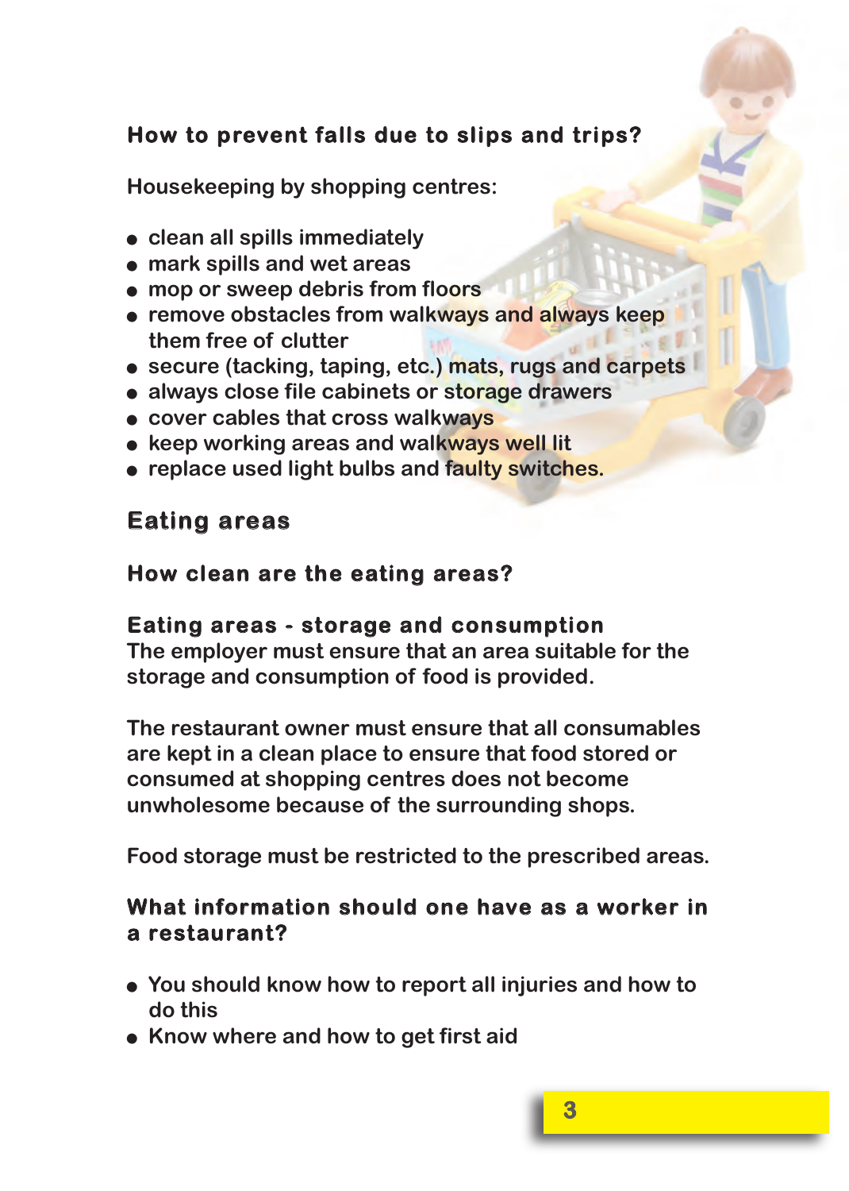### How to prevent falls due to slips and trips?

Housekeeping by shopping centres:

- clean all spills immediately
- mark spills and wet areas
- mop or sweep debris from floors
- remove obstacles from walkways and always keep them free of clutter
- secure (tacking, taping, etc.) mats, rugs and carpets
- always close file cabinets or storage drawers
- cover cables that cross walkways
- keep working areas and walkways well lit
- replace used light bulbs and faulty switches.

## Eating areas

### How clean are the eating areas?

**Eating areas - storage and consumption**

The employer must ensure that an area suitable for the storage and consumption of food is provided.

The restaurant owner must ensure that all consumables are kept in a clean place to ensure that food stored or consumed at shopping centres does not become unwholesome because of the surrounding shops.

Food storage must be restricted to the prescribed areas.

### What information should one have as a worker in a restaurant?

- You should know how to report all injuries and how to do this
- Know where and how to get first aid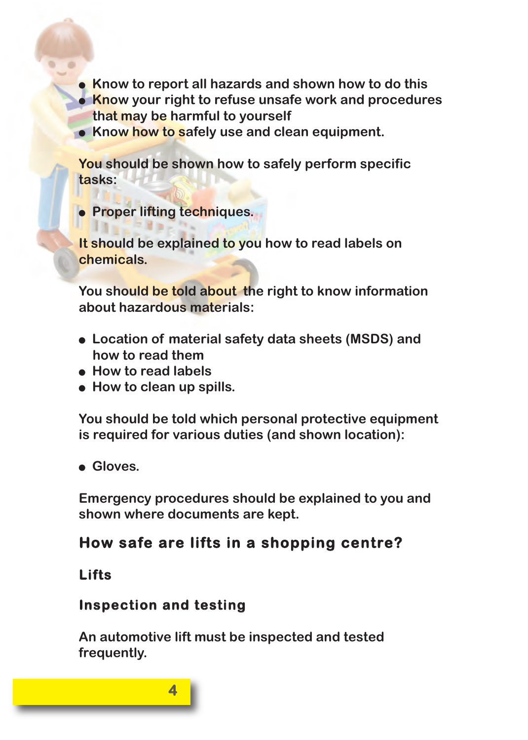- Know to report all hazards and shown how to do this
- Know your right to refuse unsafe work and procedures that may be harmful to yourself
- Know how to safely use and clean equipment.

You should be shown how to safely perform specific tasks:

- Proper lifting techniques.

It should be explained to you how to read labels on chemicals.

You should be told about the right to know information about hazardous materials:

- Location of material safety data sheets (MSDS) and how to read them
- How to read labels
- How to clean up spills.

You should be told which personal protective equipment is required for various duties (and shown location):

- Gloves.

Emergency procedures should be explained to you and shown where documents are kept.

## How safe are lifts in a shopping centre?

### Lifts

### Inspection and testing

An automotive lift must be inspected and tested frequently.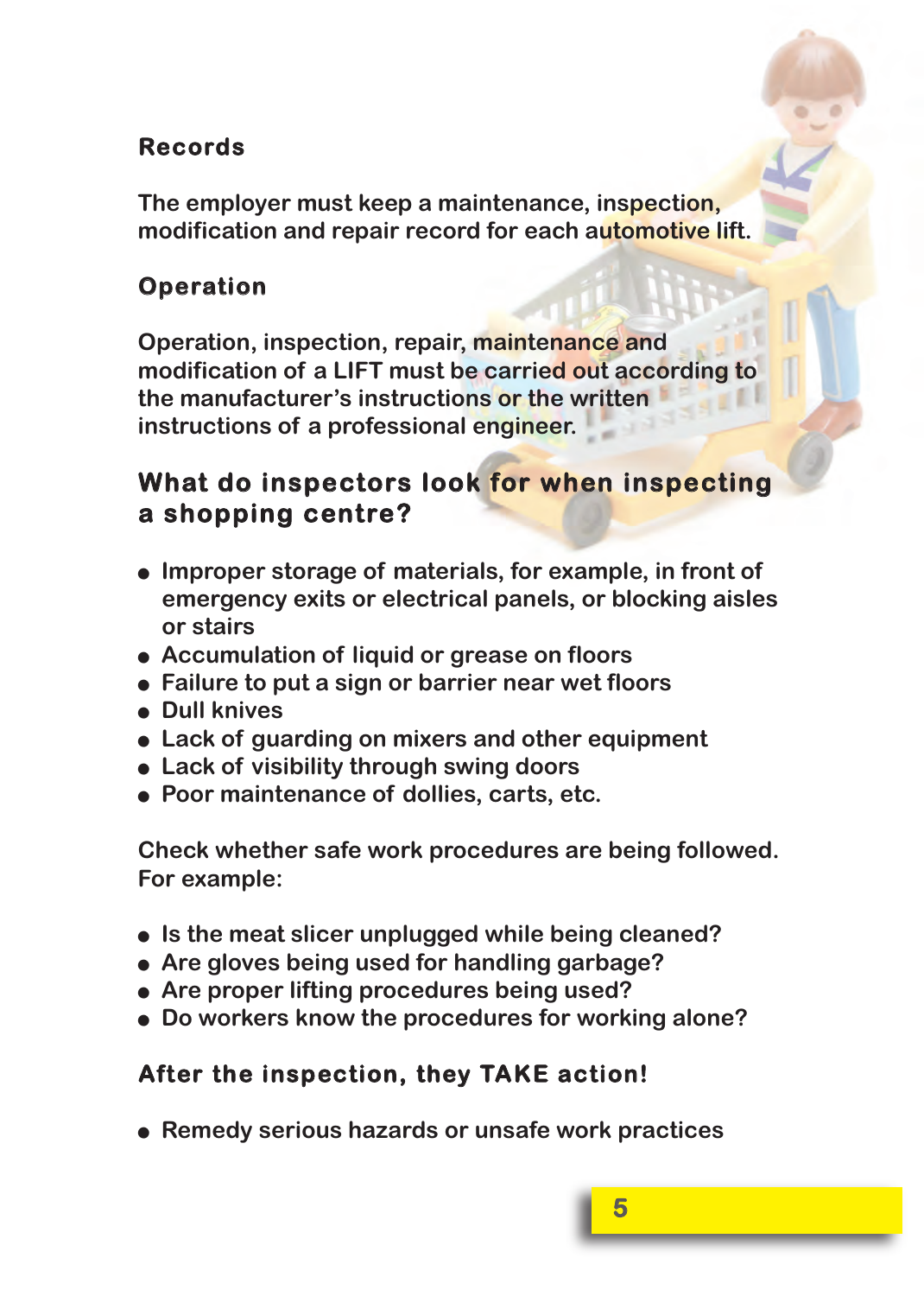## Records

The employer must keep a maintenance, inspection, modification and repair record for each automotive lift.

## Operation

Operation, inspection, repair, maintenance and modification of a LIFT must be carried out according to the manufacturer's instructions or the written instructions of a professional engineer.

## What do inspectors look for when inspecting a shopping centre?

- Improper storage of materials, for example, in front of emergency exits or electrical panels, or blocking aisles or stairs
- Accumulation of liquid or grease on floors
- Failure to put a sign or barrier near wet floors
- Dull knives
- Lack of guarding on mixers and other equipment
- Lack of visibility through swing doors
- Poor maintenance of dollies, carts, etc.

Check whether safe work procedures are being followed. For example:

- Is the meat slicer unplugged while being cleaned?
- Are gloves being used for handling garbage?
- Are proper lifting procedures being used?
- Do workers know the procedures for working alone?

## After the inspection, they TAKE action!

- Remedy serious hazards or unsafe work practices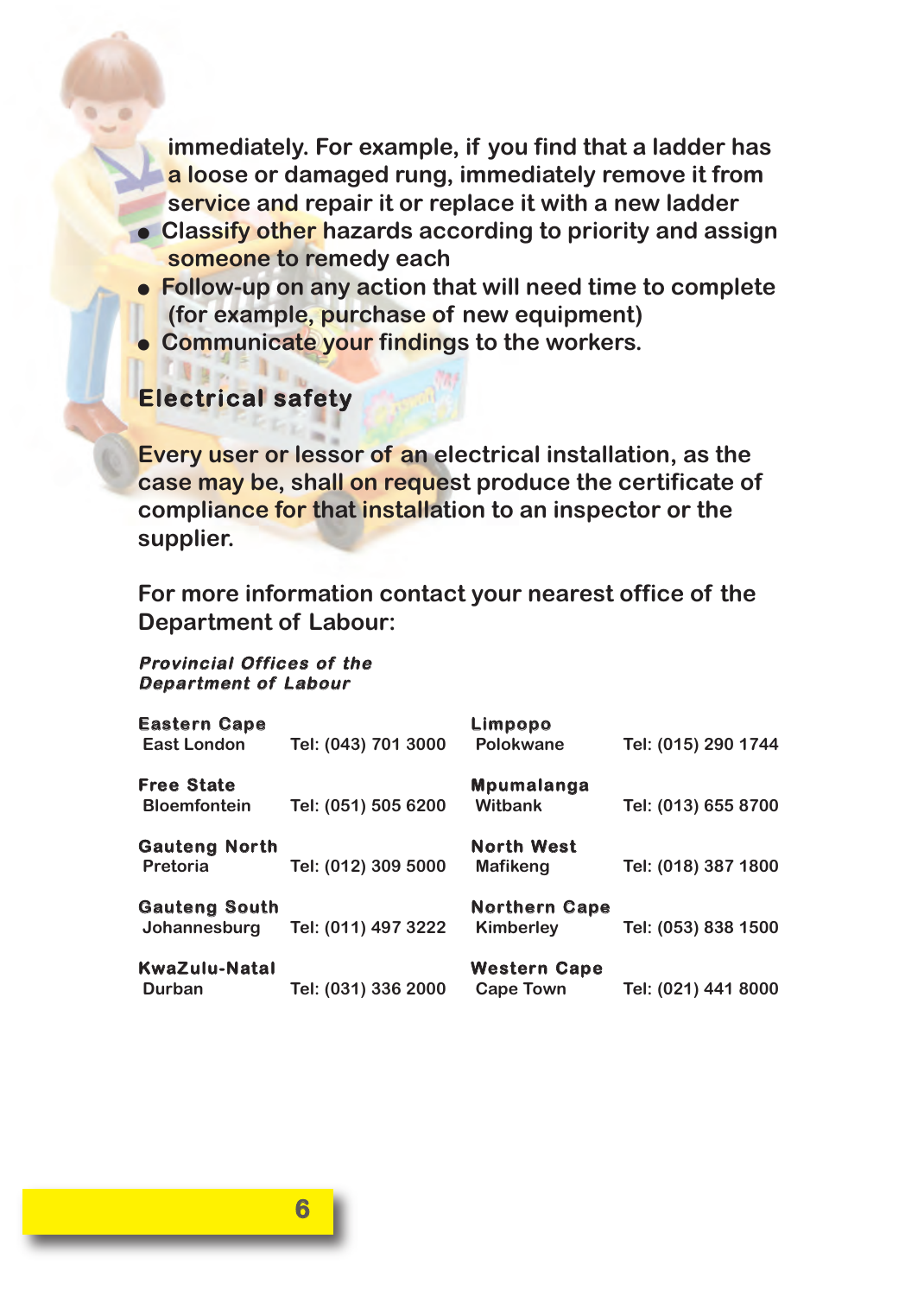immediately. For example, if you find that a ladder has a loose or damaged rung, immediately remove it from service and repair it or replace it with a new ladder

- Classify other hazards according to priority and assign someone to remedy each
- Follow-up on any action that will need time to complete (for example, purchase of new equipment)
- Communicate your findings to the workers.

## Electrical safety

Every user or lessor of an electrical installation, as the case may be, shall on request produce the certificate of compliance for that installation to an inspector or the supplier.

For more information contact your nearest office of the Department of Labour:

***Provincial Offices of the Department of Labour***

| | | | |
|---|---|---|---|
| **Eastern Cape** | | **Limpopo** | |
| East London | Tel: (043) 701 3000 | Polokwane | Tel: (015) 290 1744 |
| **Free State** | | **Mpumalanga** | |
| Bloemfontein | Tel: (051) 505 6200 | Witbank | Tel: (013) 655 8700 |
| **Gauteng North** | | **North West** | |
| Pretoria | Tel: (012) 309 5000 | Mafikeng | Tel: (018) 387 1800 |
| **Gauteng South** | | **Northern Cape** | |
| Johannesburg | Tel: (011) 497 3222 | Kimberley | Tel: (053) 838 1500 |
| **KwaZulu-Natal** | | **Western Cape** | |
| Durban | Tel: (031) 336 2000 | Cape Town | Tel: (021) 441 8000 |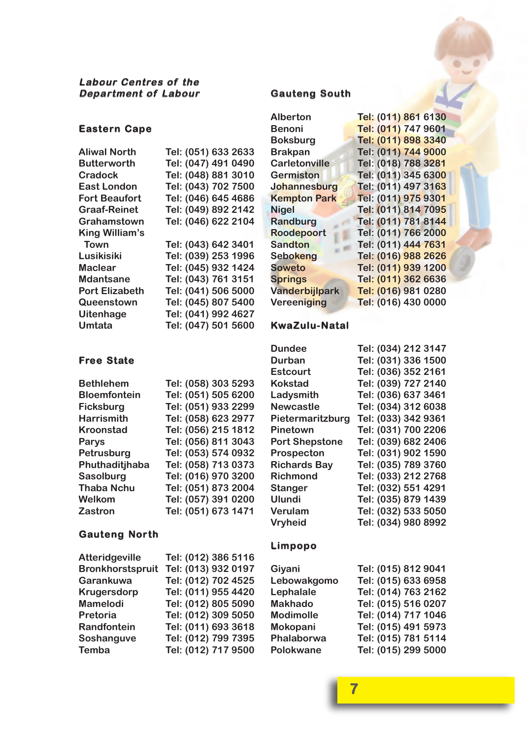## Labour Centres of the Department of Labour

### Eastern Cape

| | |
|---|---|
| Aliwal North | Tel: (051) 633 2633 |
| Butterworth | Tel: (047) 491 0490 |
| Cradock | Tel: (048) 881 3010 |
| East London | Tel: (043) 702 7500 |
| Fort Beaufort | Tel: (046) 645 4686 |
| Graaf-Reinet | Tel: (049) 892 2142 |
| Grahamstown | Tel: (046) 622 2104 |
| King William's Town | Tel: (043) 642 3401 |
| Lusikisiki | Tel: (039) 253 1996 |
| Maclear | Tel: (045) 932 1424 |
| Mdantsane | Tel: (043) 761 3151 |
| Port Elizabeth | Tel: (041) 506 5000 |
| Queenstown | Tel: (045) 807 5400 |
| Uitenhage | Tel: (041) 992 4627 |
| Umtata | Tel: (047) 501 5600 |

### Free State

| | |
|---|---|
| Bethlehem | Tel: (058) 303 5293 |
| Bloemfontein | Tel: (051) 505 6200 |
| Ficksburg | Tel: (051) 933 2299 |
| Harrismith | Tel: (058) 623 2977 |
| Kroonstad | Tel: (056) 215 1812 |
| Parys | Tel: (056) 811 3043 |
| Petrusburg | Tel: (053) 574 0932 |
| Phuthaditjhaba | Tel: (058) 713 0373 |
| Sasolburg | Tel: (016) 970 3200 |
| Thaba Nchu | Tel: (051) 873 2004 |
| Welkom | Tel: (057) 391 0200 |
| Zastron | Tel: (051) 673 1471 |

### Gauteng North

| | |
|---|---|
| Atteridgeville | Tel: (012) 386 5116 |
| Bronkhorstspruit | Tel: (013) 932 0197 |
| Garankuwa | Tel: (012) 702 4525 |
| Krugersdorp | Tel: (011) 955 4420 |
| Mamelodi | Tel: (012) 805 5090 |
| Pretoria | Tel: (012) 309 5050 |
| Randfontein | Tel: (011) 693 3618 |
| Soshanguve | Tel: (012) 799 7395 |
| Temba | Tel: (012) 717 9500 |

### Gauteng South

| | |
|---|---|
| Alberton | Tel: (011) 861 6130 |
| Benoni | Tel: (011) 747 9601 |
| Boksburg | Tel: (011) 898 3340 |
| Brakpan | Tel: (011) 744 9000 |
| Carletonville | Tel: (018) 788 3281 |
| Germiston | Tel: (011) 345 6300 |
| Johannesburg | Tel: (011) 497 3163 |
| Kempton Park | Tel: (011) 975 9301 |
| Nigel | Tel: (011) 814 7095 |
| Randburg | Tel: (011) 781 8144 |
| Roodepoort | Tel: (011) 766 2000 |
| Sandton | Tel: (011) 444 7631 |
| Sebokeng | Tel: (016) 988 2626 |
| Soweto | Tel: (011) 939 1200 |
| Springs | Tel: (011) 362 6636 |
| Vanderbijlpark | Tel: (016) 981 0280 |
| Vereeniging | Tel: (016) 430 0000 |

### KwaZulu-Natal

| | |
|---|---|
| Dundee | Tel: (034) 212 3147 |
| Durban | Tel: (031) 336 1500 |
| Estcourt | Tel: (036) 352 2161 |
| Kokstad | Tel: (039) 727 2140 |
| Ladysmith | Tel: (036) 637 3461 |
| Newcastle | Tel: (034) 312 6038 |
| Pietermaritzburg | Tel: (033) 342 9361 |
| Pinetown | Tel: (031) 700 2206 |
| Port Shepstone | Tel: (039) 682 2406 |
| Prospecton | Tel: (031) 902 1590 |
| Richards Bay | Tel: (035) 789 3760 |
| Richmond | Tel: (033) 212 2768 |
| Stanger | Tel: (032) 551 4291 |
| Ulundi | Tel: (035) 879 1439 |
| Verulam | Tel: (032) 533 5050 |
| Vryheid | Tel: (034) 980 8992 |

### Limpopo

| | |
|---|---|
| Giyani | Tel: (015) 812 9041 |
| Lebowakgomo | Tel: (015) 633 6958 |
| Lephalale | Tel: (014) 763 2162 |
| Makhado | Tel: (015) 516 0207 |
| Modimolle | Tel: (014) 717 1046 |
| Mokopani | Tel: (015) 491 5973 |
| Phalaborwa | Tel: (015) 781 5114 |
| Polokwane | Tel: (015) 299 5000 |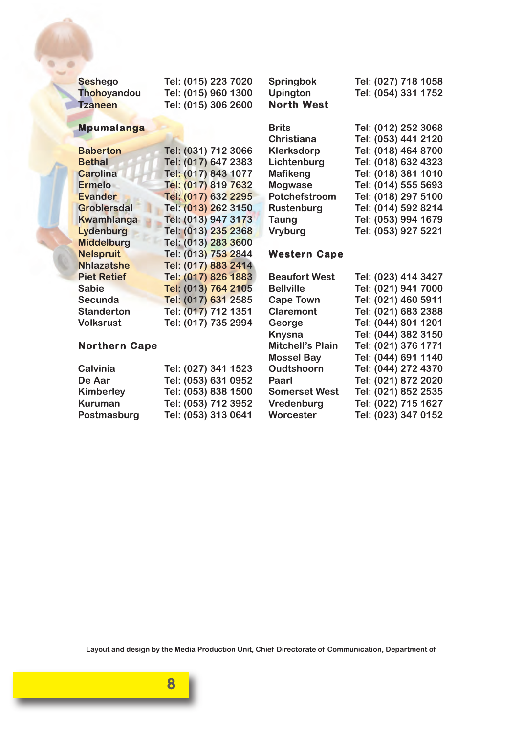| | |
|---|---|
| Seshego | Tel: (015) 223 7020 |
| Thohoyandou | Tel: (015) 960 1300 |
| Tzaneen | Tel: (015) 306 2600 |

## Mpumalanga

| | |
|---|---|
| Baberton | Tel: (031) 712 3066 |
| Bethal | Tel: (017) 647 2383 |
| Carolina | Tel: (017) 843 1077 |
| Ermelo | Tel: (017) 819 7632 |
| Evander | Tel: (017) 632 2295 |
| Groblersdal | Tel: (013) 262 3150 |
| Kwamhlanga | Tel: (013) 947 3173 |
| Lydenburg | Tel: (013) 235 2368 |
| Middelburg | Tel: (013) 283 3600 |
| Nelspruit | Tel: (013) 753 2844 |
| Nhlazatshe | Tel: (017) 883 2414 |
| Piet Retief | Tel: (017) 826 1883 |
| Sabie | Tel: (013) 764 2105 |
| Secunda | Tel: (017) 631 2585 |
| Standerton | Tel: (017) 712 1351 |
| Volksrust | Tel: (017) 735 2994 |

## Northern Cape

| | |
|---|---|
| Calvinia | Tel: (027) 341 1523 |
| De Aar | Tel: (053) 631 0952 |
| Kimberley | Tel: (053) 838 1500 |
| Kuruman | Tel: (053) 712 3952 |
| Postmasburg | Tel: (053) 313 0641 |
| Springbok | Tel: (027) 718 1058 |
| Upington | Tel: (054) 331 1752 |

## North West

| | |
|---|---|
| Brits | Tel: (012) 252 3068 |
| Christiana | Tel: (053) 441 2120 |
| Klerksdorp | Tel: (018) 464 8700 |
| Lichtenburg | Tel: (018) 632 4323 |
| Mafikeng | Tel: (018) 381 1010 |
| Mogwase | Tel: (014) 555 5693 |
| Potchefstroom | Tel: (018) 297 5100 |
| Rustenburg | Tel: (014) 592 8214 |
| Taung | Tel: (053) 994 1679 |
| Vryburg | Tel: (053) 927 5221 |

## Western Cape

| | |
|---|---|
| Beaufort West | Tel: (023) 414 3427 |
| Bellville | Tel: (021) 941 7000 |
| Cape Town | Tel: (021) 460 5911 |
| Claremont | Tel: (021) 683 2388 |
| George | Tel: (044) 801 1201 |
| Knysna | Tel: (044) 382 3150 |
| Mitchell's Plain | Tel: (021) 376 1771 |
| Mossel Bay | Tel: (044) 691 1140 |
| Oudtshoorn | Tel: (044) 272 4370 |
| Paarl | Tel: (021) 872 2020 |
| Somerset West | Tel: (021) 852 2535 |
| Vredenburg | Tel: (022) 715 1627 |
| Worcester | Tel: (023) 347 0152 |

**Layout and design by the Media Production Unit, Chief Directorate of Communication, Department of**